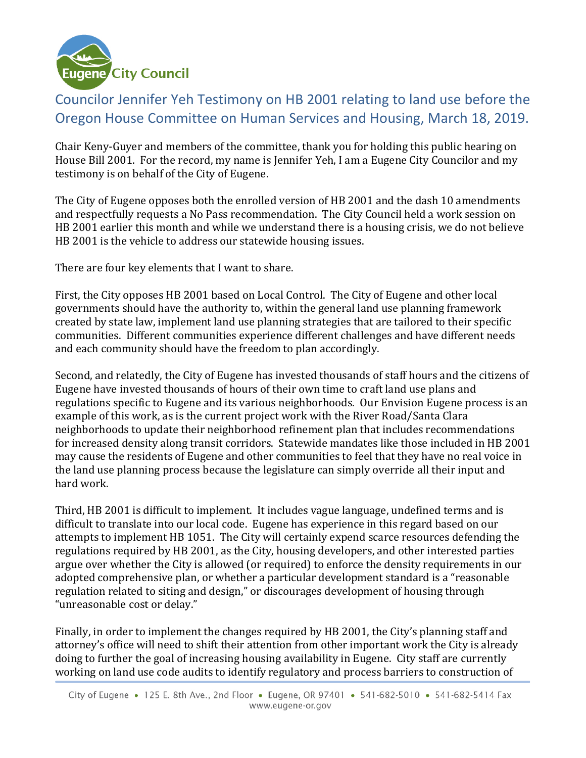Eugene City Council

# Councilor Jennifer Yeh Testimony on HB 2001 relating to land use before the Oregon House Committee on Human Services and Housing, March 18, 2019.

Chair Keny-Guyer and members of the committee, thank you for holding this public hearing on House Bill 2001. For the record, my name is Jennifer Yeh, I am a Eugene City Councilor and my testimony is on behalf of the City of Eugene.

The City of Eugene opposes both the enrolled version of HB 2001 and the dash 10 amendments and respectfully requests a No Pass recommendation. The City Council held a work session on HB 2001 earlier this month and while we understand there is a housing crisis, we do not believe HB 2001 is the vehicle to address our statewide housing issues.

There are four key elements that I want to share.

First, the City opposes HB 2001 based on Local Control. The City of Eugene and other local governments should have the authority to, within the general land use planning framework created by state law, implement land use planning strategies that are tailored to their specific communities. Different communities experience different challenges and have different needs and each community should have the freedom to plan accordingly.

Second, and relatedly, the City of Eugene has invested thousands of staff hours and the citizens of Eugene have invested thousands of hours of their own time to craft land use plans and regulations specific to Eugene and its various neighborhoods. Our Envision Eugene process is an example of this work, as is the current project work with the River Road/Santa Clara neighborhoods to update their neighborhood refinement plan that includes recommendations for increased density along transit corridors. Statewide mandates like those included in HB 2001 may cause the residents of Eugene and other communities to feel that they have no real voice in the land use planning process because the legislature can simply override all their input and hard work.

Third, HB 2001 is difficult to implement. It includes vague language, undefined terms and is difficult to translate into our local code. Eugene has experience in this regard based on our attempts to implement HB 1051. The City will certainly expend scarce resources defending the regulations required by HB 2001, as the City, housing developers, and other interested parties argue over whether the City is allowed (or required) to enforce the density requirements in our adopted comprehensive plan, or whether a particular development standard is a "reasonable regulation related to siting and design," or discourages development of housing through "unreasonable cost or delay."

Finally, in order to implement the changes required by HB 2001, the City's planning staff and attorney's office will need to shift their attention from other important work the City is already doing to further the goal of increasing housing availability in Eugene. City staff are currently working on land use code audits to identify regulatory and process barriers to construction of

City of Eugene • 125 E. 8th Ave., 2nd Floor • Eugene, OR 97401 • 541-682-5010 • 541-682-5414 Fax
www.eugene-or.gov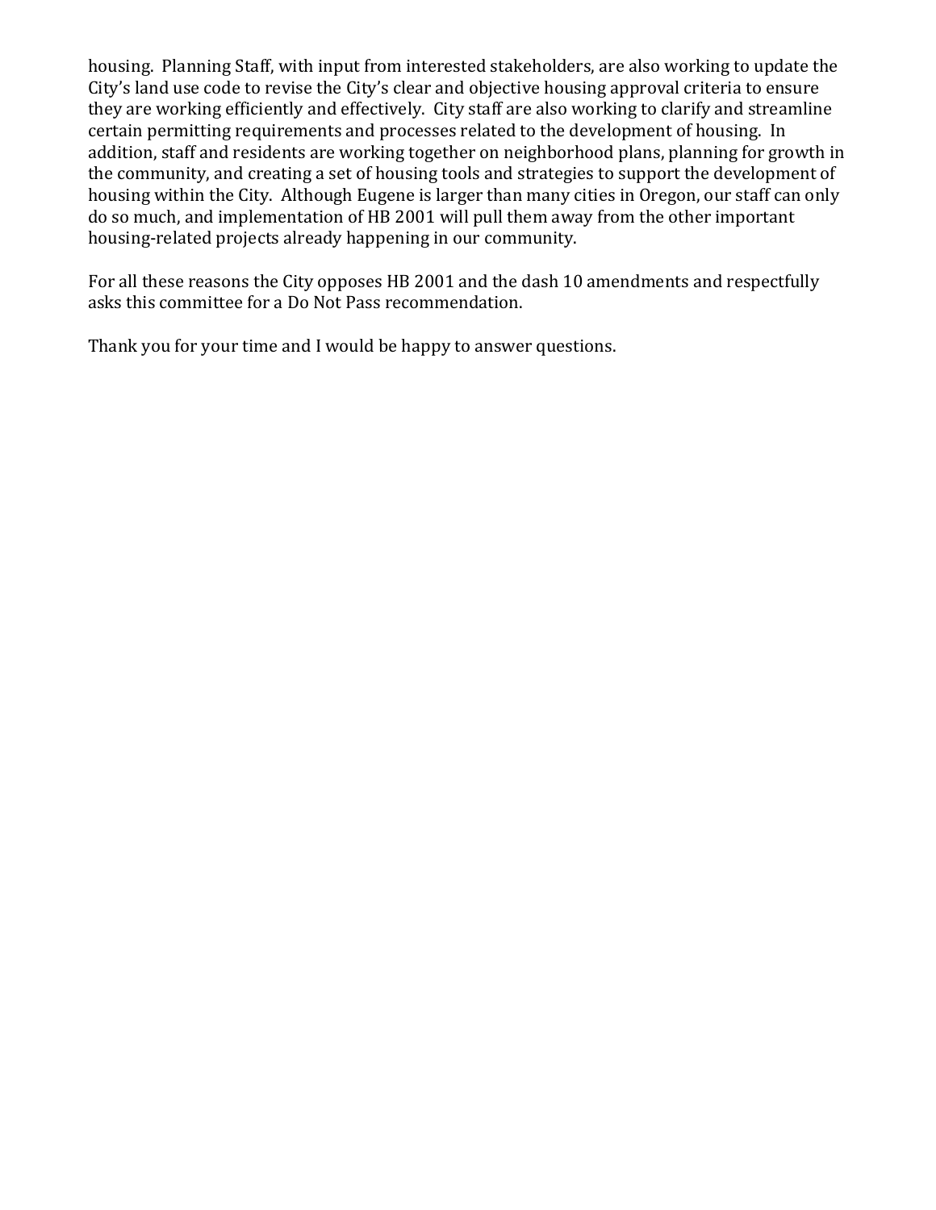housing. Planning Staff, with input from interested stakeholders, are also working to update the City's land use code to revise the City's clear and objective housing approval criteria to ensure they are working efficiently and effectively. City staff are also working to clarify and streamline certain permitting requirements and processes related to the development of housing. In addition, staff and residents are working together on neighborhood plans, planning for growth in the community, and creating a set of housing tools and strategies to support the development of housing within the City. Although Eugene is larger than many cities in Oregon, our staff can only do so much, and implementation of HB 2001 will pull them away from the other important housing-related projects already happening in our community.

For all these reasons the City opposes HB 2001 and the dash 10 amendments and respectfully asks this committee for a Do Not Pass recommendation.

Thank you for your time and I would be happy to answer questions.